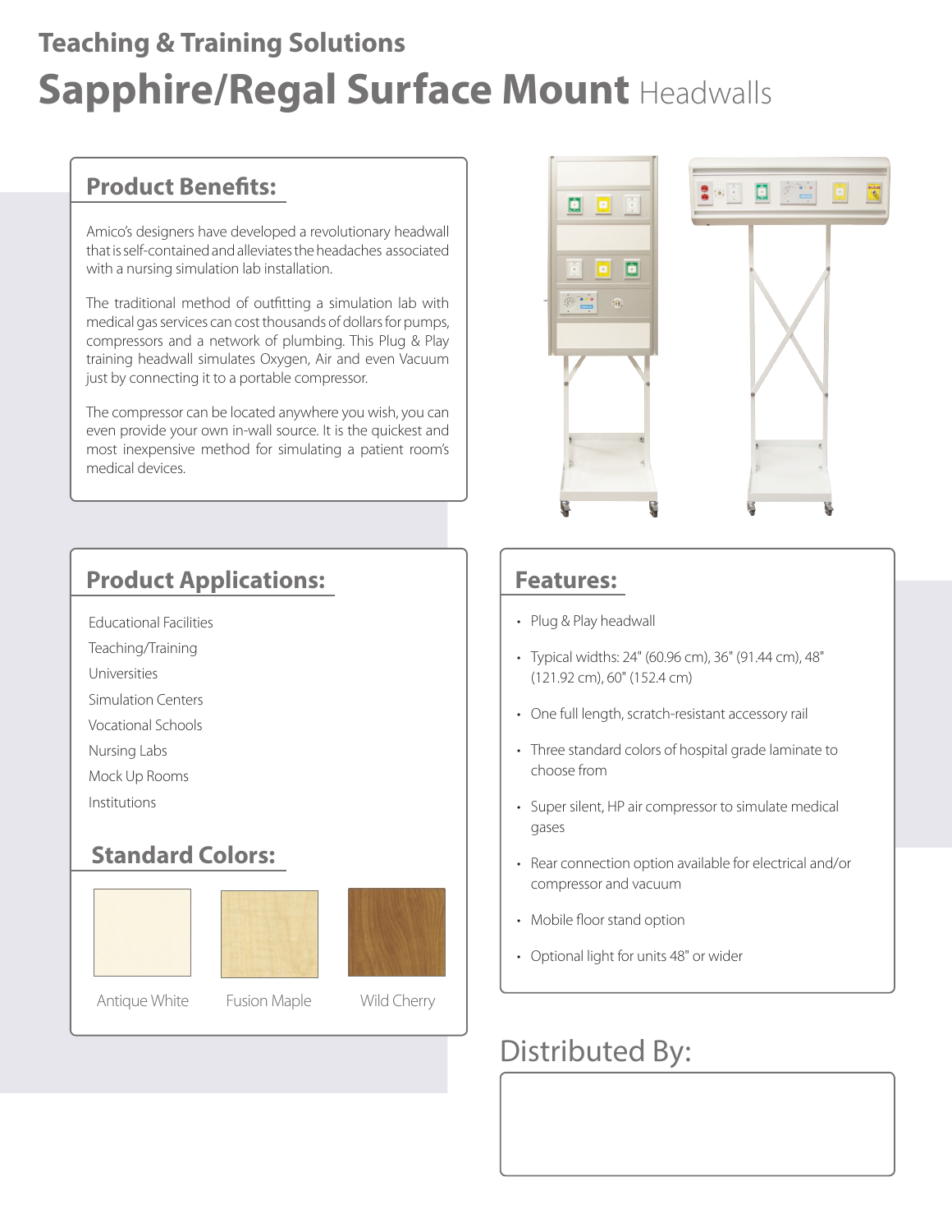## Teaching & Training Solutions

# Sapphire/Regal Surface Mount Headwalls

## Product Benefits:

Amico's designers have developed a revolutionary headwall that is self-contained and alleviates the headaches associated with a nursing simulation lab installation.

The traditional method of outfitting a simulation lab with medical gas services can cost thousands of dollars for pumps, compressors and a network of plumbing. This Plug & Play training headwall simulates Oxygen, Air and even Vacuum just by connecting it to a portable compressor.

The compressor can be located anywhere you wish, you can even provide your own in-wall source. It is the quickest and most inexpensive method for simulating a patient room's medical devices.

## Product Applications:

Educational Facilities
Teaching/Training
Universities
Simulation Centers
Vocational Schools
Nursing Labs
Mock Up Rooms
Institutions

## Standard Colors:

Antique White
Fusion Maple
Wild Cherry

## Features:

- Plug & Play headwall
- Typical widths: 24" (60.96 cm), 36" (91.44 cm), 48" (121.92 cm), 60" (152.4 cm)
- One full length, scratch-resistant accessory rail
- Three standard colors of hospital grade laminate to choose from
- Super silent, HP air compressor to simulate medical gases
- Rear connection option available for electrical and/or compressor and vacuum
- Mobile floor stand option
- Optional light for units 48" or wider

## Distributed By: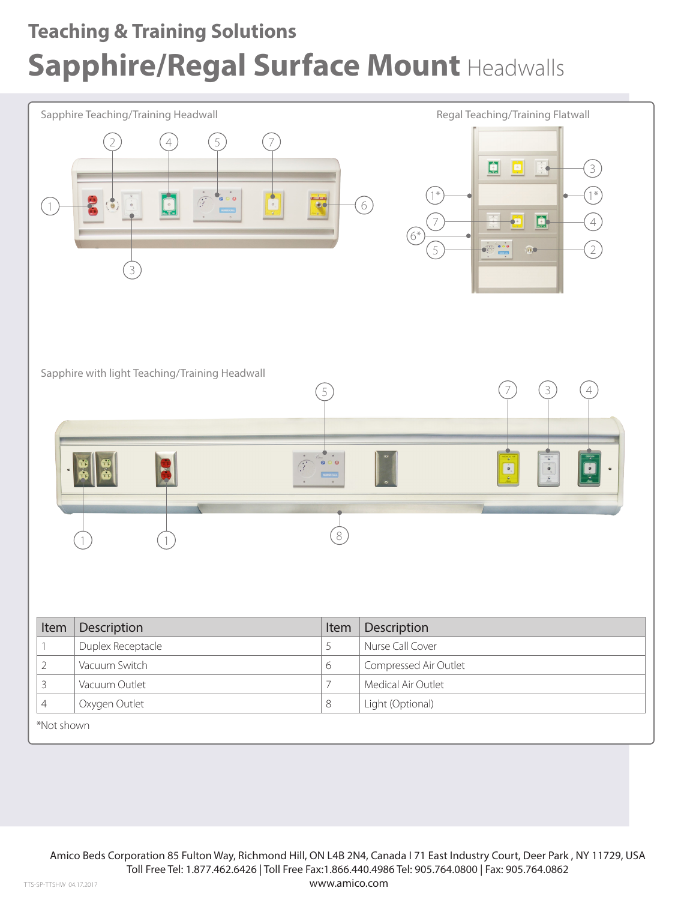## Teaching & Training Solutions

# Sapphire/Regal Surface Mount Headwalls

Sapphire Teaching/Training Headwall

Regal Teaching/Training Flatwall

Sapphire with light Teaching/Training Headwall

| Item | Description | Item | Description |
|---|---|---|---|
| 1 | Duplex Receptacle | 5 | Nurse Call Cover |
| 2 | Vacuum Switch | 6 | Compressed Air Outlet |
| 3 | Vacuum Outlet | 7 | Medical Air Outlet |
| 4 | Oxygen Outlet | 8 | Light (Optional) |

*Not shown

Amico Beds Corporation 85 Fulton Way, Richmond Hill, ON L4B 2N4, Canada I 71 East Industry Court, Deer Park , NY 11729, USA
Toll Free Tel: 1.877.462.6426 | Toll Free Fax:1.866.440.4986 Tel: 905.764.0800 | Fax: 905.764.0862
www.amico.com

TTS-SP-TTSHW 04.17.2017